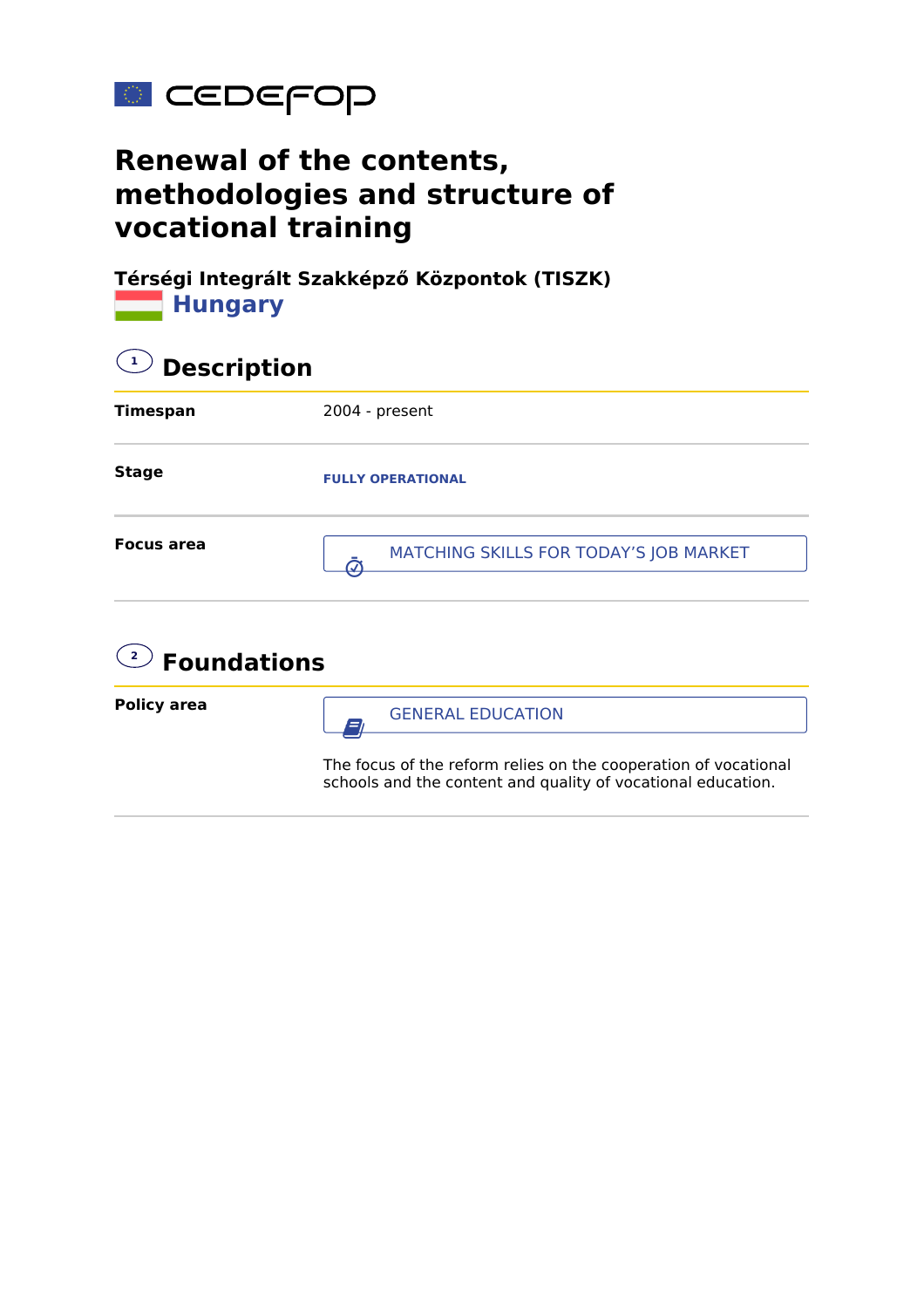cedefop

# Renewal of the contents, methodologies and structure of vocational training

**Térségi Integrált Szakképző Központok (TISZK)**

Hungary

## 1 Description

| | |
|---|---|
| **Timespan** | 2004 - present |
| **Stage** | FULLY OPERATIONAL |
| **Focus area** | MATCHING SKILLS FOR TODAY'S JOB MARKET |

## 2 Foundations

| | |
|---|---|
| **Policy area** | GENERAL EDUCATION<br><br>The focus of the reform relies on the cooperation of vocational schools and the content and quality of vocational education. |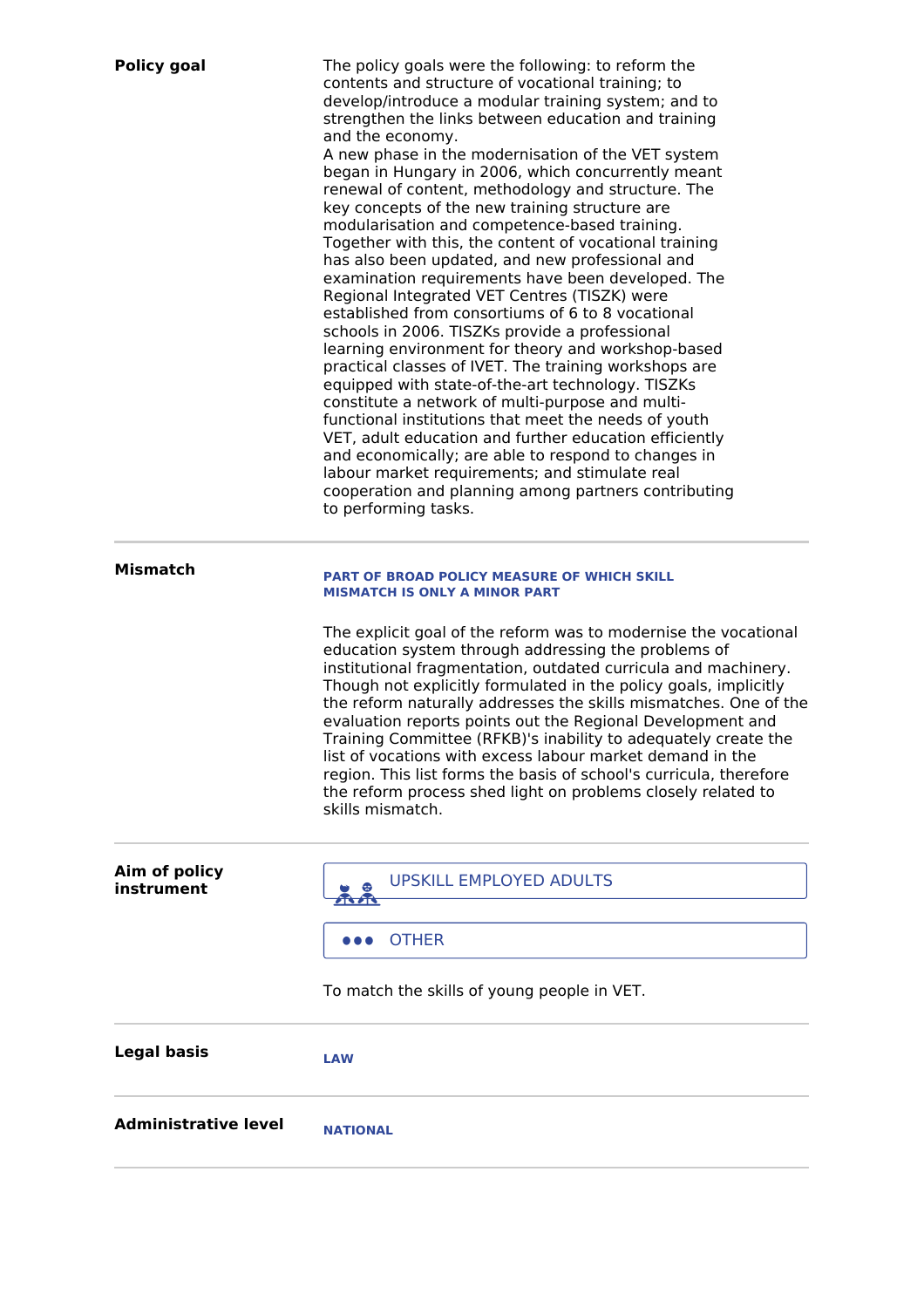**Policy goal**

The policy goals were the following: to reform the contents and structure of vocational training; to develop/introduce a modular training system; and to strengthen the links between education and training and the economy.
A new phase in the modernisation of the VET system began in Hungary in 2006, which concurrently meant renewal of content, methodology and structure. The key concepts of the new training structure are modularisation and competence-based training. Together with this, the content of vocational training has also been updated, and new professional and examination requirements have been developed. The Regional Integrated VET Centres (TISZK) were established from consortiums of 6 to 8 vocational schools in 2006. TISZKs provide a professional learning environment for theory and workshop-based practical classes of IVET. The training workshops are equipped with state-of-the-art technology. TISZKs constitute a network of multi-purpose and multi-functional institutions that meet the needs of youth VET, adult education and further education efficiently and economically; are able to respond to changes in labour market requirements; and stimulate real cooperation and planning among partners contributing to performing tasks.

**Mismatch**

PART OF BROAD POLICY MEASURE OF WHICH SKILL MISMATCH IS ONLY A MINOR PART

The explicit goal of the reform was to modernise the vocational education system through addressing the problems of institutional fragmentation, outdated curricula and machinery. Though not explicitly formulated in the policy goals, implicitly the reform naturally addresses the skills mismatches. One of the evaluation reports points out the Regional Development and Training Committee (RFKB)'s inability to adequately create the list of vocations with excess labour market demand in the region. This list forms the basis of school's curricula, therefore the reform process shed light on problems closely related to skills mismatch.

**Aim of policy instrument**

UPSKILL EMPLOYED ADULTS

OTHER

To match the skills of young people in VET.

**Legal basis**

LAW

**Administrative level**

NATIONAL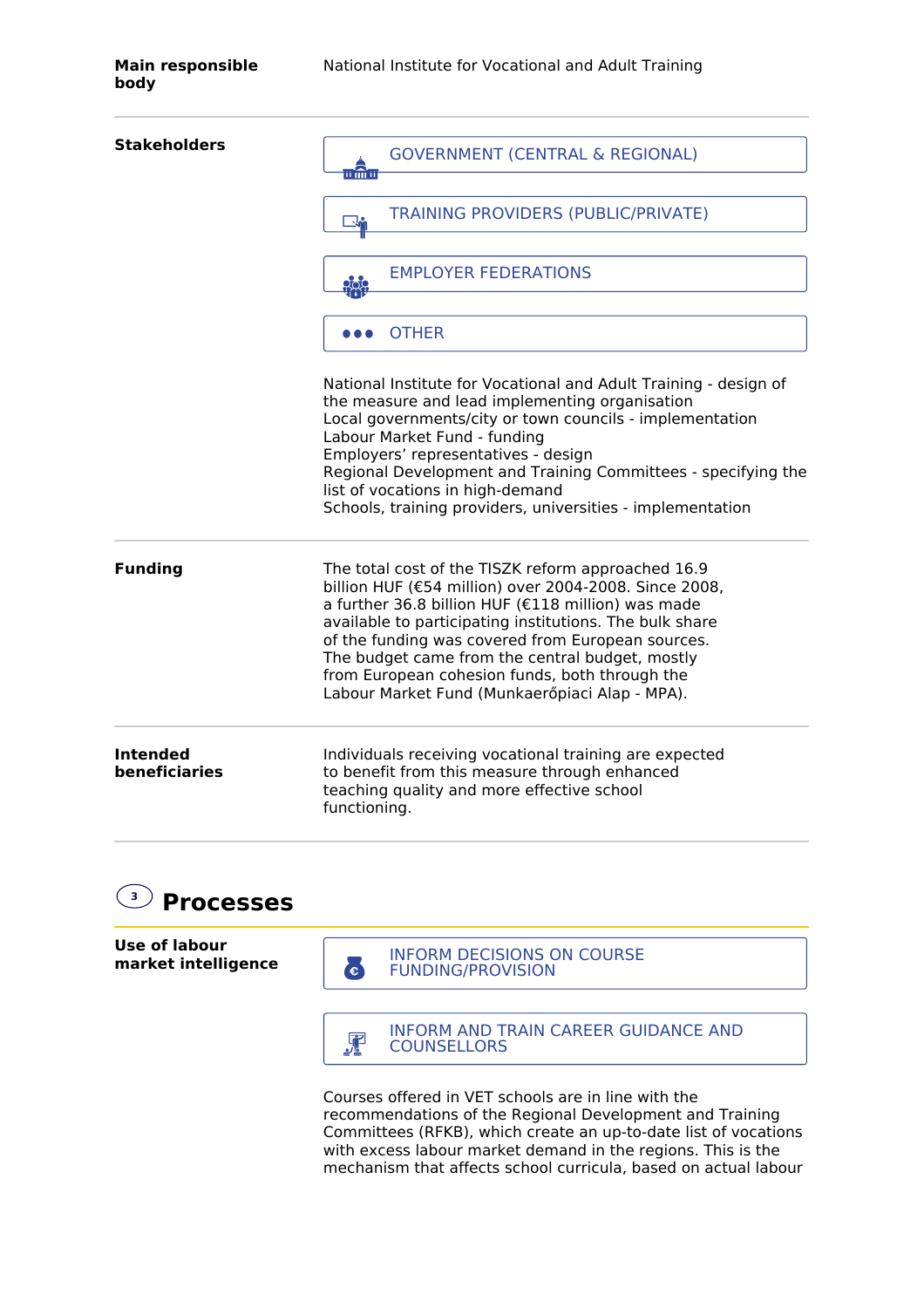**Main responsible body**

National Institute for Vocational and Adult Training

**Stakeholders**

- GOVERNMENT (CENTRAL & REGIONAL)
- TRAINING PROVIDERS (PUBLIC/PRIVATE)
- EMPLOYER FEDERATIONS
- OTHER

National Institute for Vocational and Adult Training - design of the measure and lead implementing organisation
Local governments/city or town councils - implementation
Labour Market Fund - funding
Employers' representatives - design
Regional Development and Training Committees - specifying the list of vocations in high-demand
Schools, training providers, universities - implementation

**Funding**

The total cost of the TISZK reform approached 16.9 billion HUF (€54 million) over 2004-2008. Since 2008, a further 36.8 billion HUF (€118 million) was made available to participating institutions. The bulk share of the funding was covered from European sources. The budget came from the central budget, mostly from European cohesion funds, both through the Labour Market Fund (Munkaerőpiaci Alap - MPA).

**Intended beneficiaries**

Individuals receiving vocational training are expected to benefit from this measure through enhanced teaching quality and more effective school functioning.

## 3 Processes

**Use of labour market intelligence**

- INFORM DECISIONS ON COURSE FUNDING/PROVISION
- INFORM AND TRAIN CAREER GUIDANCE AND COUNSELLORS

Courses offered in VET schools are in line with the recommendations of the Regional Development and Training Committees (RFKB), which create an up-to-date list of vocations with excess labour market demand in the regions. This is the mechanism that affects school curricula, based on actual labour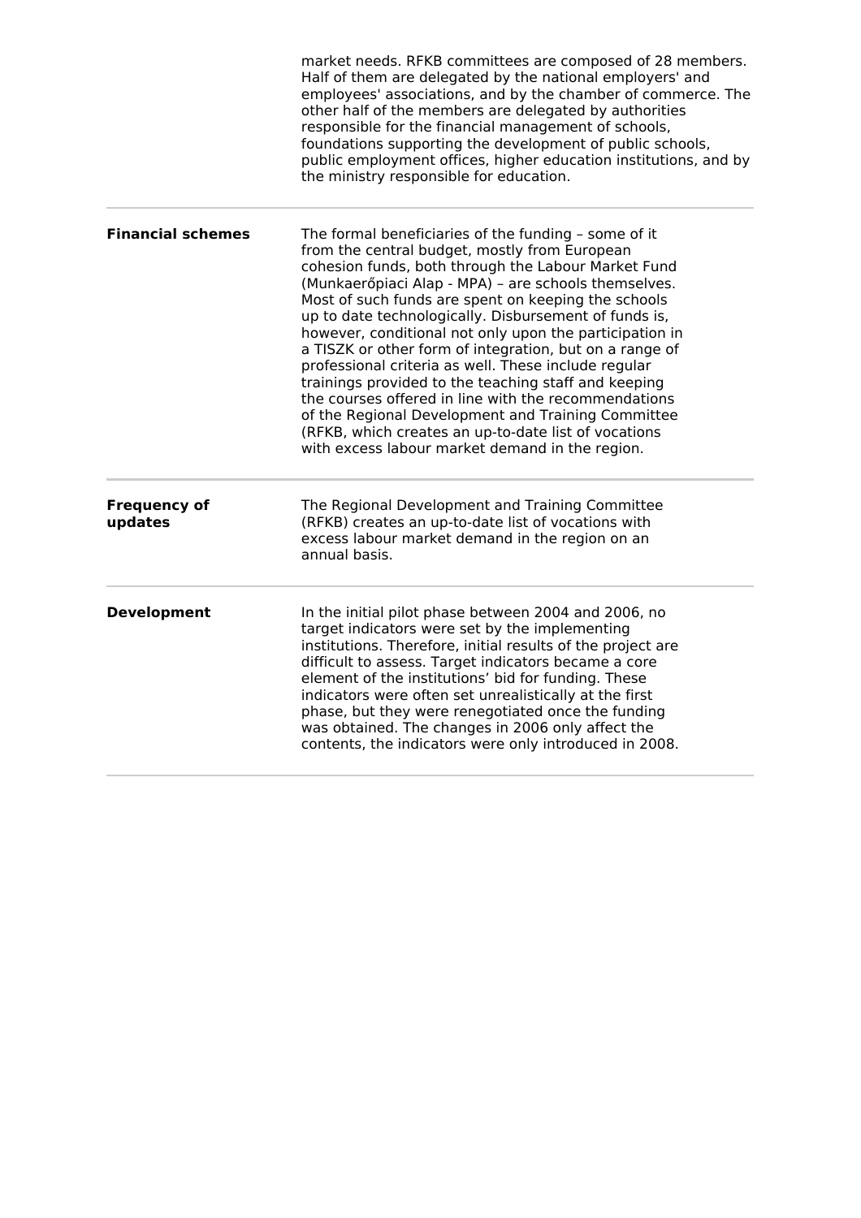| | |
|---|---|
| | market needs. RFKB committees are composed of 28 members. Half of them are delegated by the national employers' and employees' associations, and by the chamber of commerce. The other half of the members are delegated by authorities responsible for the financial management of schools, foundations supporting the development of public schools, public employment offices, higher education institutions, and by the ministry responsible for education. |
| **Financial schemes** | The formal beneficiaries of the funding – some of it from the central budget, mostly from European cohesion funds, both through the Labour Market Fund (Munkaerőpiaci Alap - MPA) – are schools themselves. Most of such funds are spent on keeping the schools up to date technologically. Disbursement of funds is, however, conditional not only upon the participation in a TISZK or other form of integration, but on a range of professional criteria as well. These include regular trainings provided to the teaching staff and keeping the courses offered in line with the recommendations of the Regional Development and Training Committee (RFKB, which creates an up-to-date list of vocations with excess labour market demand in the region. |
| **Frequency of updates** | The Regional Development and Training Committee (RFKB) creates an up-to-date list of vocations with excess labour market demand in the region on an annual basis. |
| **Development** | In the initial pilot phase between 2004 and 2006, no target indicators were set by the implementing institutions. Therefore, initial results of the project are difficult to assess. Target indicators became a core element of the institutions' bid for funding. These indicators were often set unrealistically at the first phase, but they were renegotiated once the funding was obtained. The changes in 2006 only affect the contents, the indicators were only introduced in 2008. |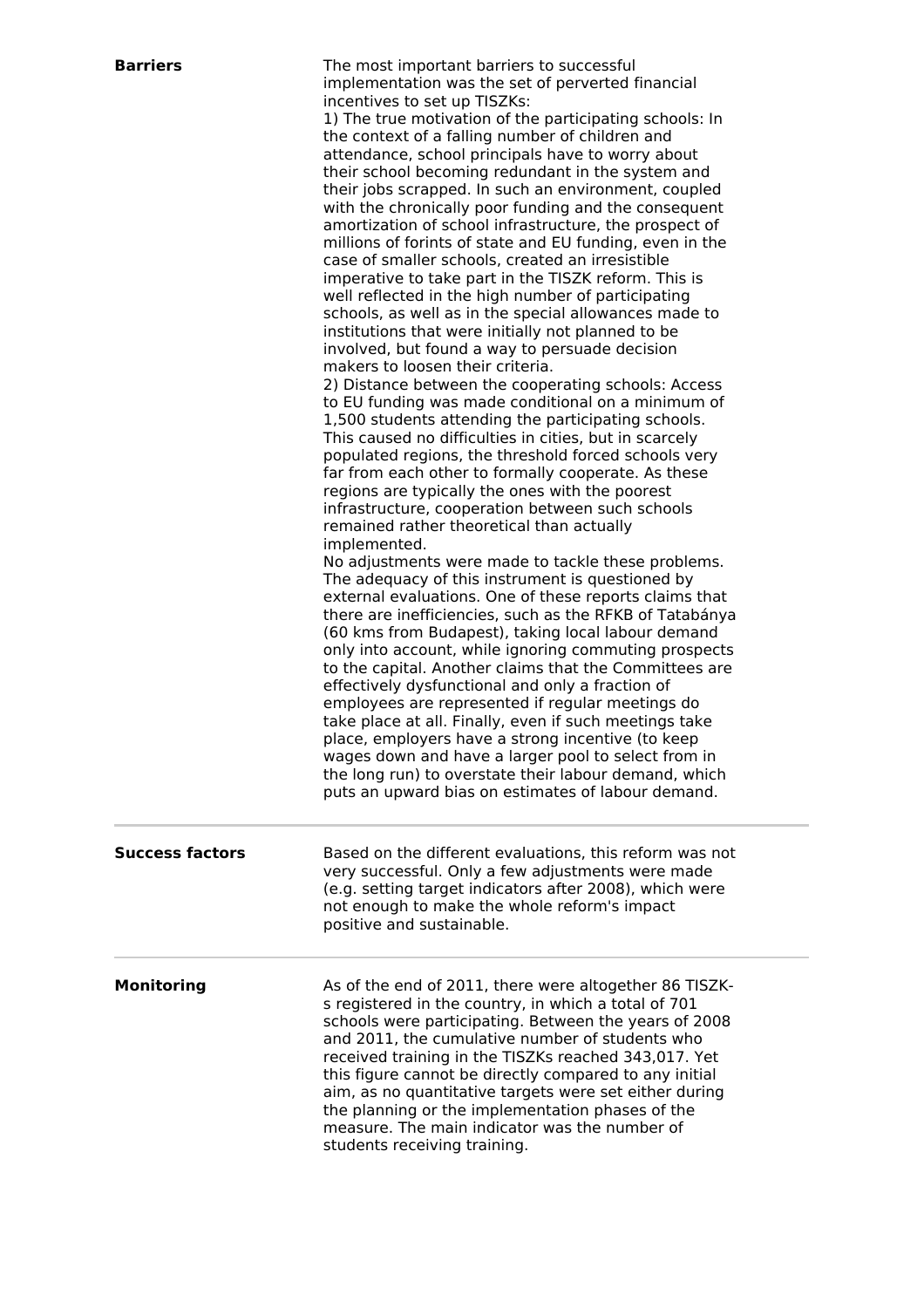| | |
|---|---|
| **Barriers** | The most important barriers to successful implementation was the set of perverted financial incentives to set up TISZKs:<br>1) The true motivation of the participating schools: In the context of a falling number of children and attendance, school principals have to worry about their school becoming redundant in the system and their jobs scrapped. In such an environment, coupled with the chronically poor funding and the consequent amortization of school infrastructure, the prospect of millions of forints of state and EU funding, even in the case of smaller schools, created an irresistible imperative to take part in the TISZK reform. This is well reflected in the high number of participating schools, as well as in the special allowances made to institutions that were initially not planned to be involved, but found a way to persuade decision makers to loosen their criteria.<br>2) Distance between the cooperating schools: Access to EU funding was made conditional on a minimum of 1,500 students attending the participating schools. This caused no difficulties in cities, but in scarcely populated regions, the threshold forced schools very far from each other to formally cooperate. As these regions are typically the ones with the poorest infrastructure, cooperation between such schools remained rather theoretical than actually implemented.<br>No adjustments were made to tackle these problems. The adequacy of this instrument is questioned by external evaluations. One of these reports claims that there are inefficiencies, such as the RFKB of Tatabánya (60 kms from Budapest), taking local labour demand only into account, while ignoring commuting prospects to the capital. Another claims that the Committees are effectively dysfunctional and only a fraction of employees are represented if regular meetings do take place at all. Finally, even if such meetings take place, employers have a strong incentive (to keep wages down and have a larger pool to select from in the long run) to overstate their labour demand, which puts an upward bias on estimates of labour demand. |
| **Success factors** | Based on the different evaluations, this reform was not very successful. Only a few adjustments were made (e.g. setting target indicators after 2008), which were not enough to make the whole reform's impact positive and sustainable. |
| **Monitoring** | As of the end of 2011, there were altogether 86 TISZK-s registered in the country, in which a total of 701 schools were participating. Between the years of 2008 and 2011, the cumulative number of students who received training in the TISZKs reached 343,017. Yet this figure cannot be directly compared to any initial aim, as no quantitative targets were set either during the planning or the implementation phases of the measure. The main indicator was the number of students receiving training. |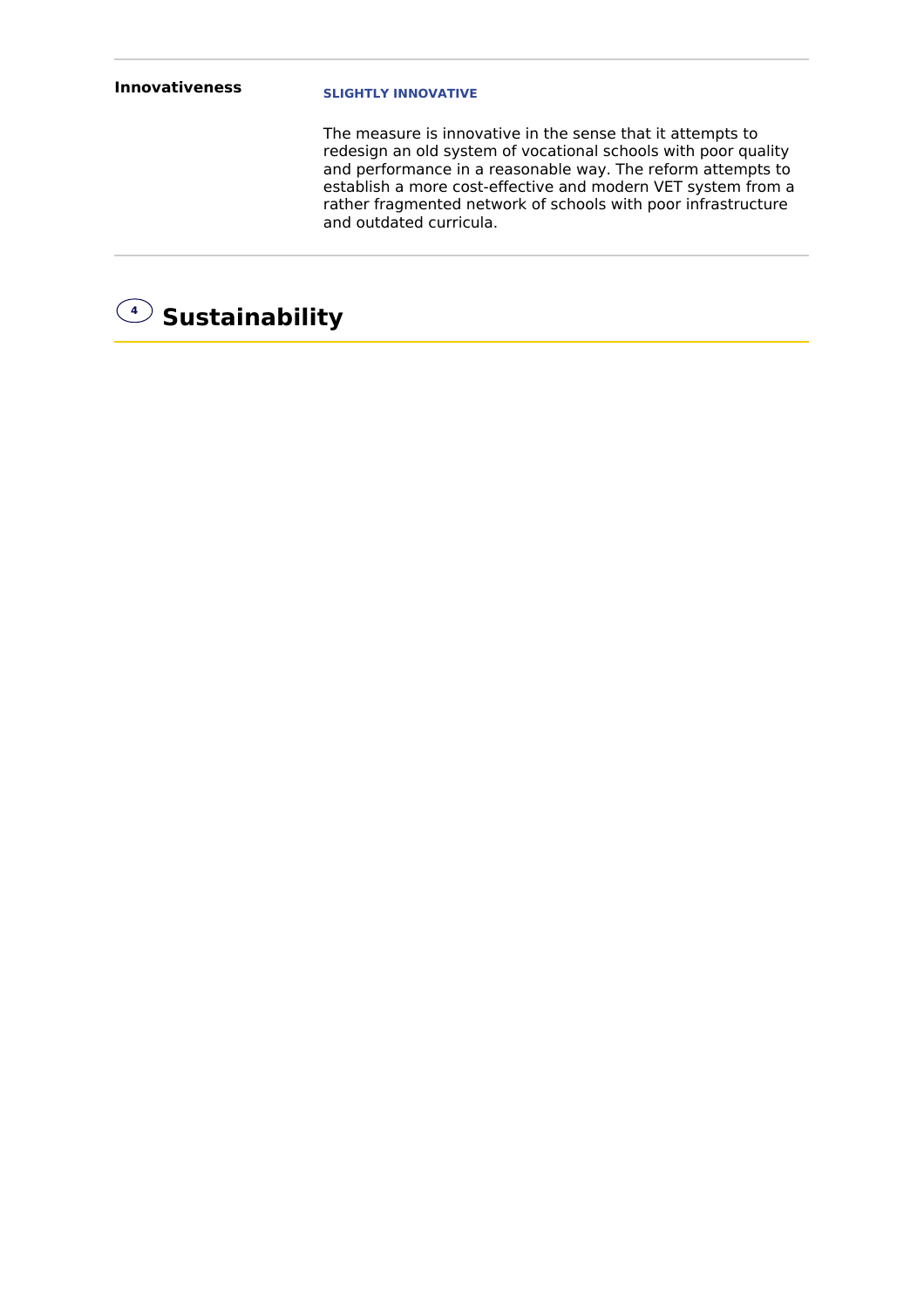| | |
|---|---|
| **Innovativeness** | **SLIGHTLY INNOVATIVE**<br><br>The measure is innovative in the sense that it attempts to redesign an old system of vocational schools with poor quality and performance in a reasonable way. The reform attempts to establish a more cost-effective and modern VET system from a rather fragmented network of schools with poor infrastructure and outdated curricula. |

## 4 Sustainability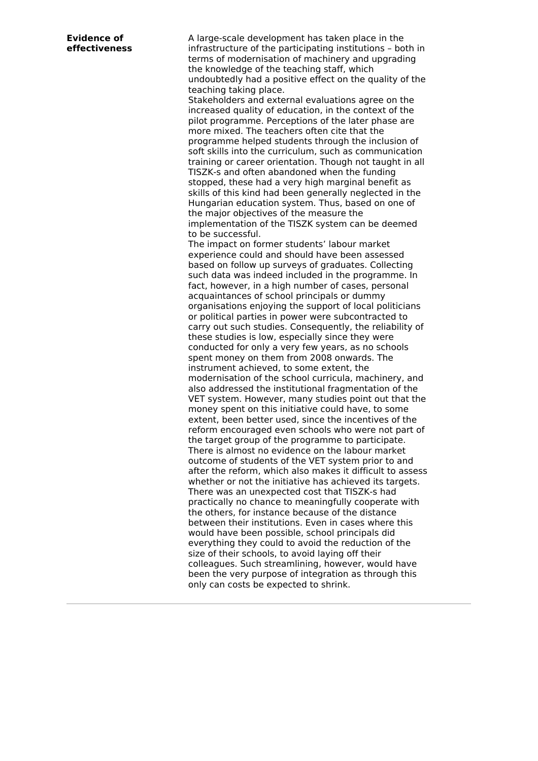| | |
|---|---|
| **Evidence of effectiveness** | A large-scale development has taken place in the infrastructure of the participating institutions – both in terms of modernisation of machinery and upgrading the knowledge of the teaching staff, which undoubtedly had a positive effect on the quality of the teaching taking place.<br>Stakeholders and external evaluations agree on the increased quality of education, in the context of the pilot programme. Perceptions of the later phase are more mixed. The teachers often cite that the programme helped students through the inclusion of soft skills into the curriculum, such as communication training or career orientation. Though not taught in all TISZK-s and often abandoned when the funding stopped, these had a very high marginal benefit as skills of this kind had been generally neglected in the Hungarian education system. Thus, based on one of the major objectives of the measure the implementation of the TISZK system can be deemed to be successful.<br>The impact on former students' labour market experience could and should have been assessed based on follow up surveys of graduates. Collecting such data was indeed included in the programme. In fact, however, in a high number of cases, personal acquaintances of school principals or dummy organisations enjoying the support of local politicians or political parties in power were subcontracted to carry out such studies. Consequently, the reliability of these studies is low, especially since they were conducted for only a very few years, as no schools spent money on them from 2008 onwards. The instrument achieved, to some extent, the modernisation of the school curricula, machinery, and also addressed the institutional fragmentation of the VET system. However, many studies point out that the money spent on this initiative could have, to some extent, been better used, since the incentives of the reform encouraged even schools who were not part of the target group of the programme to participate. There is almost no evidence on the labour market outcome of students of the VET system prior to and after the reform, which also makes it difficult to assess whether or not the initiative has achieved its targets. There was an unexpected cost that TISZK-s had practically no chance to meaningfully cooperate with the others, for instance because of the distance between their institutions. Even in cases where this would have been possible, school principals did everything they could to avoid the reduction of the size of their schools, to avoid laying off their colleagues. Such streamlining, however, would have been the very purpose of integration as through this only can costs be expected to shrink. |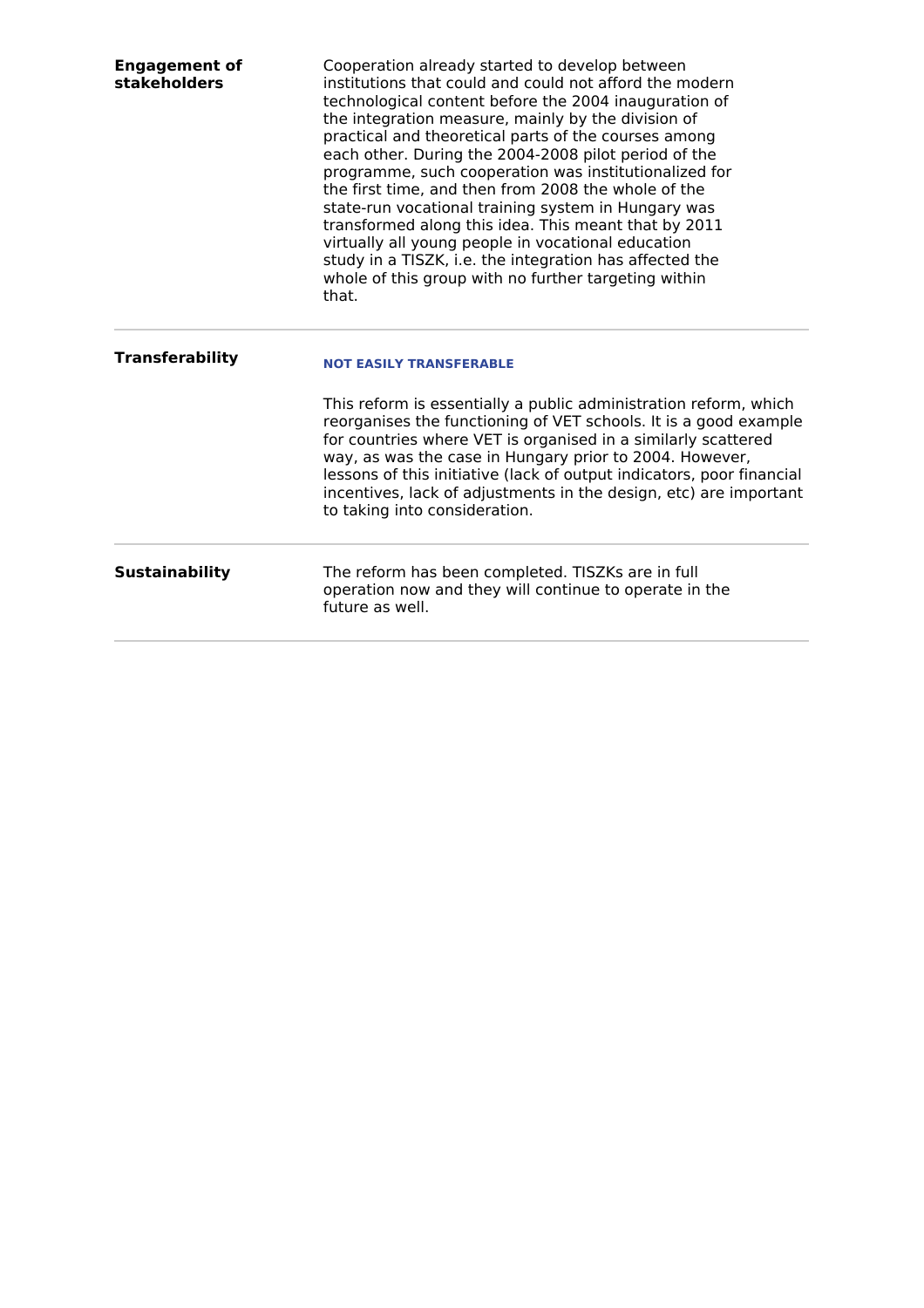| | |
|---|---|
| **Engagement of stakeholders** | Cooperation already started to develop between institutions that could and could not afford the modern technological content before the 2004 inauguration of the integration measure, mainly by the division of practical and theoretical parts of the courses among each other. During the 2004-2008 pilot period of the programme, such cooperation was institutionalized for the first time, and then from 2008 the whole of the state-run vocational training system in Hungary was transformed along this idea. This meant that by 2011 virtually all young people in vocational education study in a TISZK, i.e. the integration has affected the whole of this group with no further targeting within that. |
| **Transferability** | **NOT EASILY TRANSFERABLE**<br><br>This reform is essentially a public administration reform, which reorganises the functioning of VET schools. It is a good example for countries where VET is organised in a similarly scattered way, as was the case in Hungary prior to 2004. However, lessons of this initiative (lack of output indicators, poor financial incentives, lack of adjustments in the design, etc) are important to taking into consideration. |
| **Sustainability** | The reform has been completed. TISZKs are in full operation now and they will continue to operate in the future as well. |